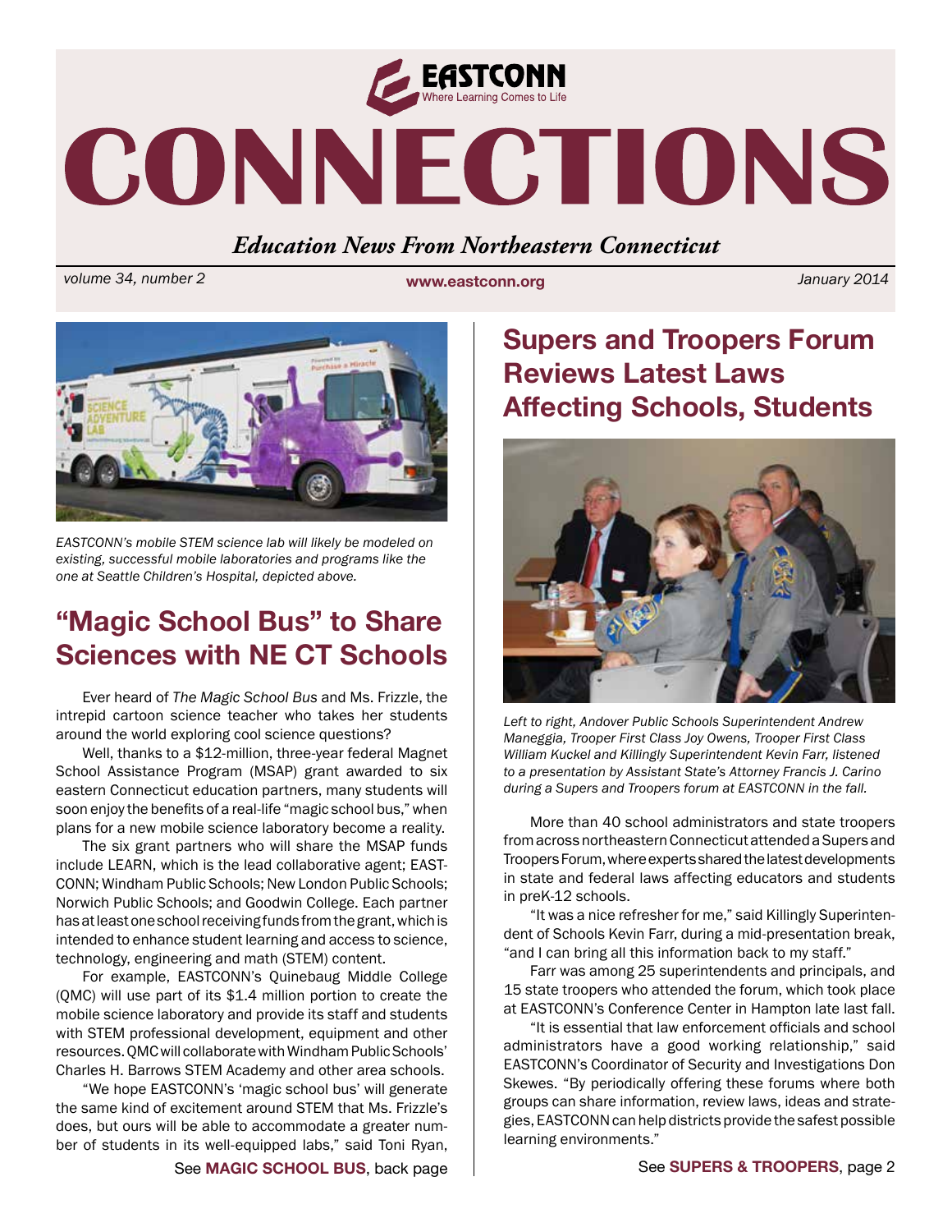# CONNECTIONS

EASTCONN — Where Learning Comes to Life

*Education News From Northeastern Connecticut*

*volume 34, number 2* | www.eastconn.org | *January 2014*

*EASTCONN's mobile STEM science lab will likely be modeled on existing, successful mobile laboratories and programs like the one at Seattle Children's Hospital, depicted above.*

## "Magic School Bus" to Share Sciences with NE CT Schools

Ever heard of *The Magic School Bus* and Ms. Frizzle, the intrepid cartoon science teacher who takes her students around the world exploring cool science questions?

Well, thanks to a $12-million, three-year federal Magnet School Assistance Program (MSAP) grant awarded to six eastern Connecticut education partners, many students will soon enjoy the benefits of a real-life "magic school bus," when plans for a new mobile science laboratory become a reality.

The six grant partners who will share the MSAP funds include LEARN, which is the lead collaborative agent; EASTCONN; Windham Public Schools; New London Public Schools; Norwich Public Schools; and Goodwin College. Each partner has at least one school receiving funds from the grant, which is intended to enhance student learning and access to science, technology, engineering and math (STEM) content.

For example, EASTCONN's Quinebaug Middle College (QMC) will use part of its $1.4 million portion to create the mobile science laboratory and provide its staff and students with STEM professional development, equipment and other resources. QMC will collaborate with Windham Public Schools' Charles H. Barrows STEM Academy and other area schools.

"We hope EASTCONN's 'magic school bus' will generate the same kind of excitement around STEM that Ms. Frizzle's does, but ours will be able to accommodate a greater number of students in its well-equipped labs," said Toni Ryan,

See **MAGIC SCHOOL BUS**, back page

## Supers and Troopers Forum Reviews Latest Laws Affecting Schools, Students

*Left to right, Andover Public Schools Superintendent Andrew Maneggia, Trooper First Class Joy Owens, Trooper First Class William Kuckel and Killingly Superintendent Kevin Farr, listened to a presentation by Assistant State's Attorney Francis J. Carino during a Supers and Troopers forum at EASTCONN in the fall.*

More than 40 school administrators and state troopers from across northeastern Connecticut attended a Supers and Troopers Forum, where experts shared the latest developments in state and federal laws affecting educators and students in preK-12 schools.

"It was a nice refresher for me," said Killingly Superintendent of Schools Kevin Farr, during a mid-presentation break, "and I can bring all this information back to my staff."

Farr was among 25 superintendents and principals, and 15 state troopers who attended the forum, which took place at EASTCONN's Conference Center in Hampton late last fall.

"It is essential that law enforcement officials and school administrators have a good working relationship," said EASTCONN's Coordinator of Security and Investigations Don Skewes. "By periodically offering these forums where both groups can share information, review laws, ideas and strategies, EASTCONN can help districts provide the safest possible learning environments."

See **SUPERS & TROOPERS**, page 2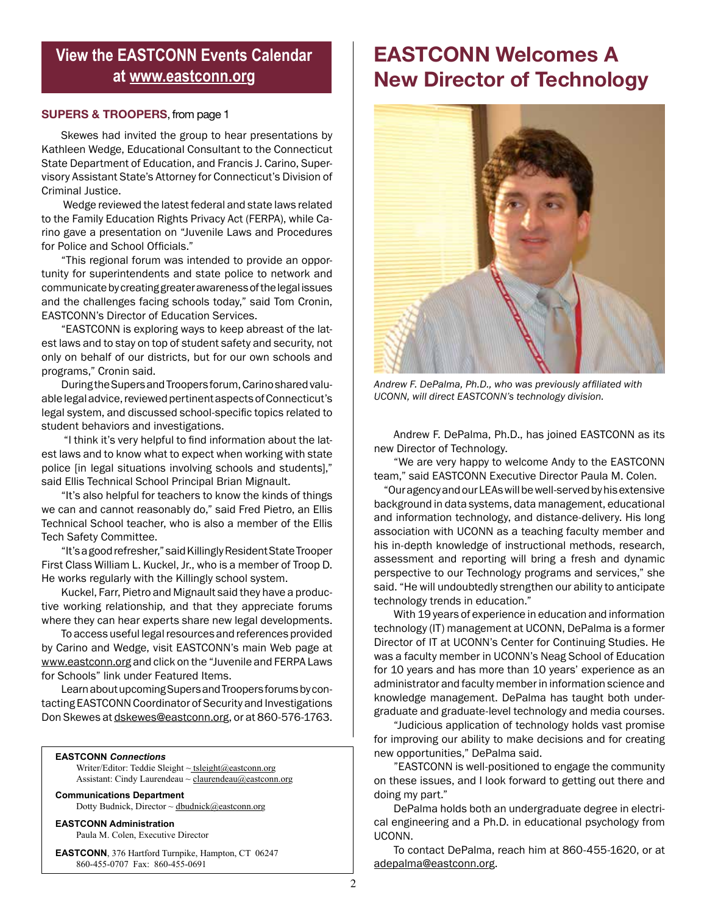**View the EASTCONN Events Calendar at www.eastconn.org**

**SUPERS & TROOPERS**, from page 1

Skewes had invited the group to hear presentations by Kathleen Wedge, Educational Consultant to the Connecticut State Department of Education, and Francis J. Carino, Supervisory Assistant State's Attorney for Connecticut's Division of Criminal Justice.

Wedge reviewed the latest federal and state laws related to the Family Education Rights Privacy Act (FERPA), while Carino gave a presentation on "Juvenile Laws and Procedures for Police and School Officials."

"This regional forum was intended to provide an opportunity for superintendents and state police to network and communicate by creating greater awareness of the legal issues and the challenges facing schools today," said Tom Cronin, EASTCONN's Director of Education Services.

"EASTCONN is exploring ways to keep abreast of the latest laws and to stay on top of student safety and security, not only on behalf of our districts, but for our own schools and programs," Cronin said.

During the Supers and Troopers forum, Carino shared valuable legal advice, reviewed pertinent aspects of Connecticut's legal system, and discussed school-specific topics related to student behaviors and investigations.

"I think it's very helpful to find information about the latest laws and to know what to expect when working with state police [in legal situations involving schools and students]," said Ellis Technical School Principal Brian Mignault.

"It's also helpful for teachers to know the kinds of things we can and cannot reasonably do," said Fred Pietro, an Ellis Technical School teacher, who is also a member of the Ellis Tech Safety Committee.

"It's a good refresher," said Killingly Resident State Trooper First Class William L. Kuckel, Jr., who is a member of Troop D. He works regularly with the Killingly school system.

Kuckel, Farr, Pietro and Mignault said they have a productive working relationship, and that they appreciate forums where they can hear experts share new legal developments.

To access useful legal resources and references provided by Carino and Wedge, visit EASTCONN's main Web page at www.eastconn.org and click on the "Juvenile and FERPA Laws for Schools" link under Featured Items.

Learn about upcoming Supers and Troopers forums by contacting EASTCONN Coordinator of Security and Investigations Don Skewes at dskewes@eastconn.org, or at 860-576-1763.

**EASTCONN *Connections***
Writer/Editor: Teddie Sleight ~ tsleight@eastconn.org
Assistant: Cindy Laurendeau ~ claurendeau@eastconn.org

**Communications Department**
Dotty Budnick, Director ~ dbudnick@eastconn.org

**EASTCONN Administration**
Paula M. Colen, Executive Director

**EASTCONN**, 376 Hartford Turnpike, Hampton, CT 06247
860-455-0707 Fax: 860-455-0691

# EASTCONN Welcomes A New Director of Technology

*Andrew F. DePalma, Ph.D., who was previously affiliated with UCONN, will direct EASTCONN's technology division.*

Andrew F. DePalma, Ph.D., has joined EASTCONN as its new Director of Technology.

"We are very happy to welcome Andy to the EASTCONN team," said EASTCONN Executive Director Paula M. Colen.

"Our agency and our LEAs will be well-served by his extensive background in data systems, data management, educational and information technology, and distance-delivery. His long association with UCONN as a teaching faculty member and his in-depth knowledge of instructional methods, research, assessment and reporting will bring a fresh and dynamic perspective to our Technology programs and services," she said. "He will undoubtedly strengthen our ability to anticipate technology trends in education."

With 19 years of experience in education and information technology (IT) management at UCONN, DePalma is a former Director of IT at UCONN's Center for Continuing Studies. He was a faculty member in UCONN's Neag School of Education for 10 years and has more than 10 years' experience as an administrator and faculty member in information science and knowledge management. DePalma has taught both undergraduate and graduate-level technology and media courses.

"Judicious application of technology holds vast promise for improving our ability to make decisions and for creating new opportunities," DePalma said.

"EASTCONN is well-positioned to engage the community on these issues, and I look forward to getting out there and doing my part."

DePalma holds both an undergraduate degree in electrical engineering and a Ph.D. in educational psychology from UCONN.

To contact DePalma, reach him at 860-455-1620, or at adepalma@eastconn.org.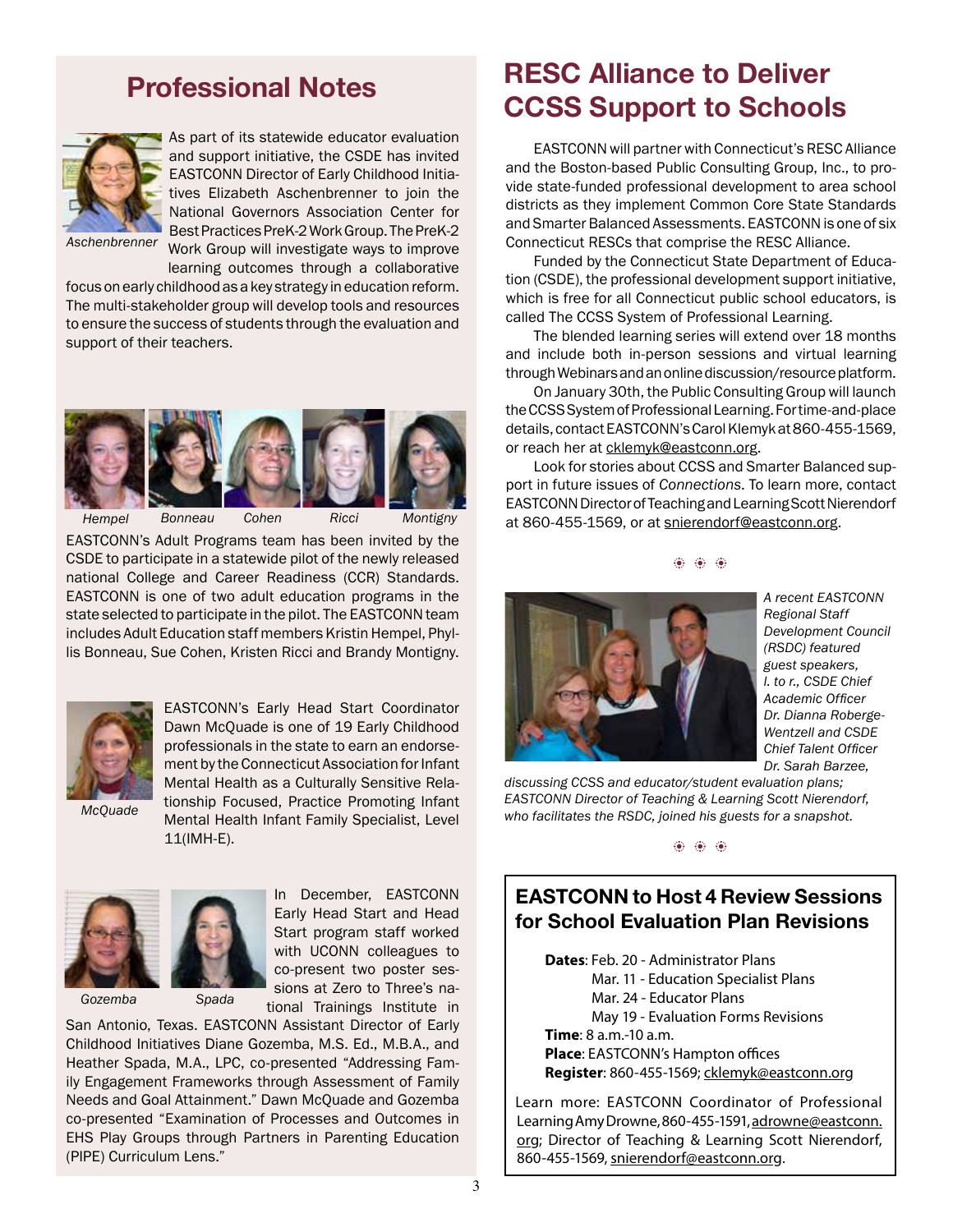## Professional Notes

Aschenbrenner

As part of its statewide educator evaluation and support initiative, the CSDE has invited EASTCONN Director of Early Childhood Initiatives Elizabeth Aschenbrenner to join the National Governors Association Center for Best Practices PreK-2 Work Group. The PreK-2 Work Group will investigate ways to improve learning outcomes through a collaborative focus on early childhood as a key strategy in education reform. The multi-stakeholder group will develop tools and resources to ensure the success of students through the evaluation and support of their teachers.

Hempel Bonneau Cohen Ricci Montigny

EASTCONN's Adult Programs team has been invited by the CSDE to participate in a statewide pilot of the newly released national College and Career Readiness (CCR) Standards. EASTCONN is one of two adult education programs in the state selected to participate in the pilot. The EASTCONN team includes Adult Education staff members Kristin Hempel, Phyllis Bonneau, Sue Cohen, Kristen Ricci and Brandy Montigny.

McQuade

EASTCONN's Early Head Start Coordinator Dawn McQuade is one of 19 Early Childhood professionals in the state to earn an endorsement by the Connecticut Association for Infant Mental Health as a Culturally Sensitive Relationship Focused, Practice Promoting Infant Mental Health Infant Family Specialist, Level 11(IMH-E).

Gozemba Spada

In December, EASTCONN Early Head Start and Head Start program staff worked with UCONN colleagues to co-present two poster sessions at Zero to Three's national Trainings Institute in San Antonio, Texas. EASTCONN Assistant Director of Early Childhood Initiatives Diane Gozemba, M.S. Ed., M.B.A., and Heather Spada, M.A., LPC, co-presented "Addressing Family Engagement Frameworks through Assessment of Family Needs and Goal Attainment." Dawn McQuade and Gozemba co-presented "Examination of Processes and Outcomes in EHS Play Groups through Partners in Parenting Education (PIPE) Curriculum Lens."

## RESC Alliance to Deliver CCSS Support to Schools

EASTCONN will partner with Connecticut's RESC Alliance and the Boston-based Public Consulting Group, Inc., to provide state-funded professional development to area school districts as they implement Common Core State Standards and Smarter Balanced Assessments. EASTCONN is one of six Connecticut RESCs that comprise the RESC Alliance.

Funded by the Connecticut State Department of Education (CSDE), the professional development support initiative, which is free for all Connecticut public school educators, is called The CCSS System of Professional Learning.

The blended learning series will extend over 18 months and include both in-person sessions and virtual learning through Webinars and an online discussion/resource platform.

On January 30th, the Public Consulting Group will launch the CCSS System of Professional Learning. For time-and-place details, contact EASTCONN's Carol Klemyk at 860-455-1569, or reach her at cklemyk@eastconn.org.

Look for stories about CCSS and Smarter Balanced support in future issues of *Connections*. To learn more, contact EASTCONN Director of Teaching and Learning Scott Nierendorf at 860-455-1569, or at snierendorf@eastconn.org.

*A recent EASTCONN Regional Staff Development Council (RSDC) featured guest speakers, l. to r., CSDE Chief Academic Officer Dr. Dianna Roberge-Wentzell and CSDE Chief Talent Officer Dr. Sarah Barzee, discussing CCSS and educator/student evaluation plans; EASTCONN Director of Teaching & Learning Scott Nierendorf, who facilitates the RSDC, joined his guests for a snapshot.*

### EASTCONN to Host 4 Review Sessions for School Evaluation Plan Revisions

**Dates**: Feb. 20 - Administrator Plans
Mar. 11 - Education Specialist Plans
Mar. 24 - Educator Plans
May 19 - Evaluation Forms Revisions
**Time**: 8 a.m.-10 a.m.
**Place**: EASTCONN's Hampton offices
**Register**: 860-455-1569; cklemyk@eastconn.org

Learn more: EASTCONN Coordinator of Professional Learning Amy Drowne, 860-455-1591, adrowne@eastconn.org; Director of Teaching & Learning Scott Nierendorf, 860-455-1569, snierendorf@eastconn.org.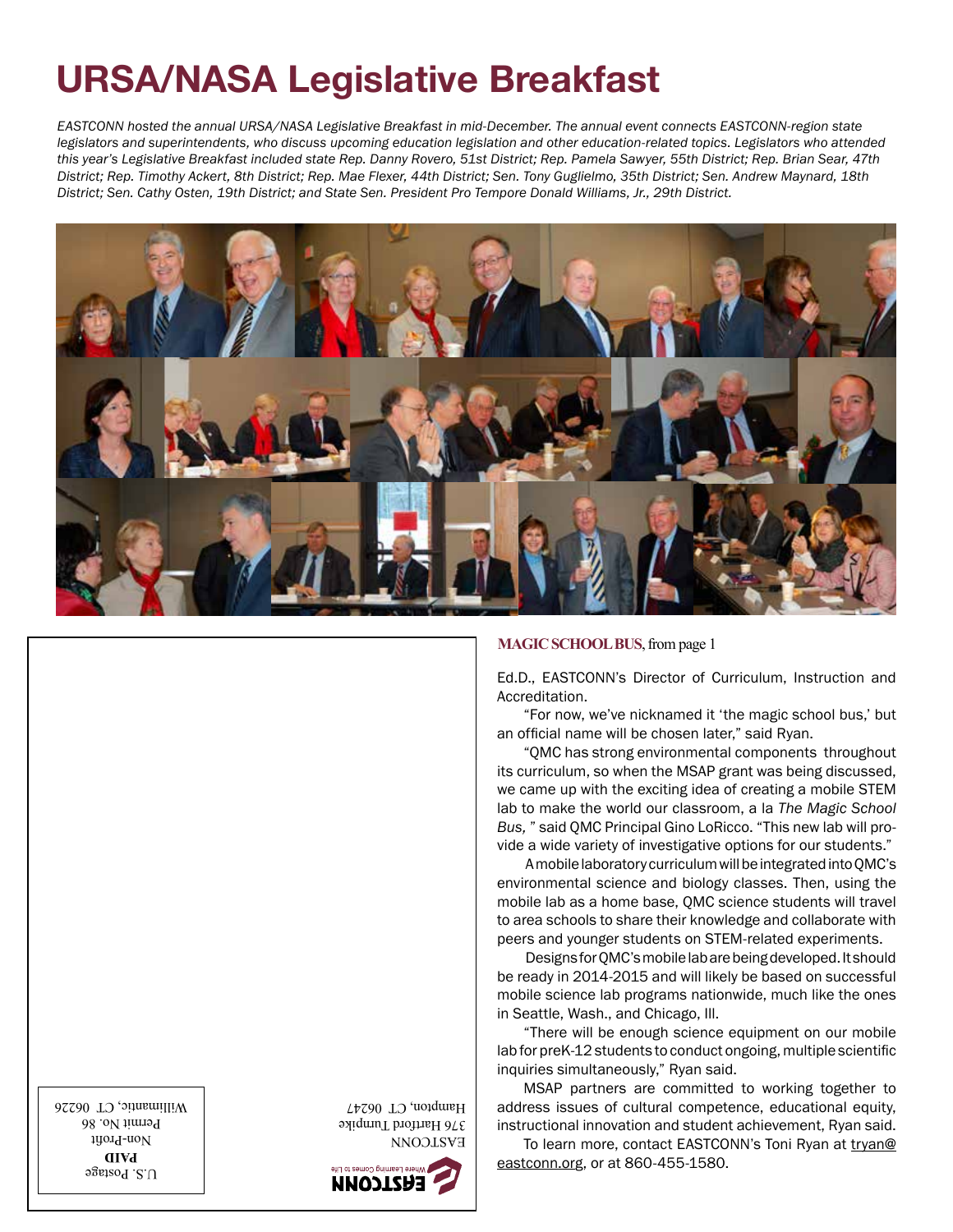# URSA/NASA Legislative Breakfast

*EASTCONN hosted the annual URSA/NASA Legislative Breakfast in mid-December. The annual event connects EASTCONN-region state legislators and superintendents, who discuss upcoming education legislation and other education-related topics. Legislators who attended this year's Legislative Breakfast included state Rep. Danny Rovero, 51st District; Rep. Pamela Sawyer, 55th District; Rep. Brian Sear, 47th District; Rep. Timothy Ackert, 8th District; Rep. Mae Flexer, 44th District; Sen. Tony Guglielmo, 35th District; Sen. Andrew Maynard, 18th District; Sen. Cathy Osten, 19th District; and State Sen. President Pro Tempore Donald Williams, Jr., 29th District.*

**MAGIC SCHOOL BUS**, from page 1

Ed.D., EASTCONN's Director of Curriculum, Instruction and Accreditation.

"For now, we've nicknamed it 'the magic school bus,' but an official name will be chosen later," said Ryan.

"QMC has strong environmental components throughout its curriculum, so when the MSAP grant was being discussed, we came up with the exciting idea of creating a mobile STEM lab to make the world our classroom, a la *The Magic School Bus,"* said QMC Principal Gino LoRicco. "This new lab will provide a wide variety of investigative options for our students."

A mobile laboratory curriculum will be integrated into QMC's environmental science and biology classes. Then, using the mobile lab as a home base, QMC science students will travel to area schools to share their knowledge and collaborate with peers and younger students on STEM-related experiments.

Designs for QMC's mobile lab are being developed. It should be ready in 2014-2015 and will likely be based on successful mobile science lab programs nationwide, much like the ones in Seattle, Wash., and Chicago, Ill.

"There will be enough science equipment on our mobile lab for preK-12 students to conduct ongoing, multiple scientific inquiries simultaneously," Ryan said.

MSAP partners are committed to working together to address issues of cultural competence, educational equity, instructional innovation and student achievement, Ryan said.

To learn more, contact EASTCONN's Toni Ryan at tryan@eastconn.org, or at 860-455-1580.

EASTCONN
Where Learning Comes to Life
EASTCONN
376 Hartford Turnpike
Hampton, CT 06247

U.S. Postage
**PAID**
Non-Profit
Permit No. 86
Willimantic, CT 06226